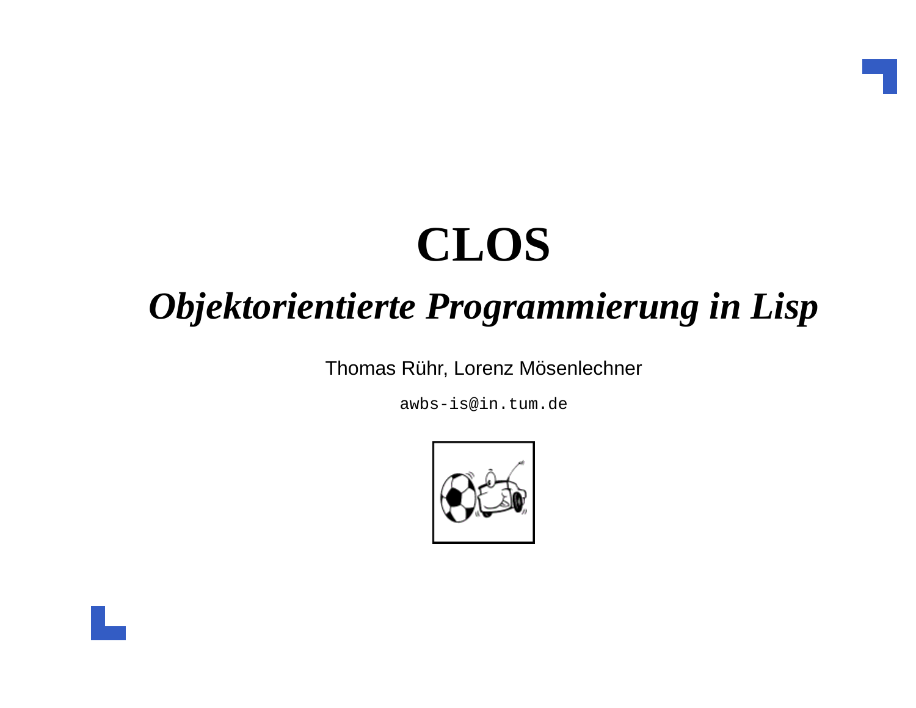# CLOS

## *Objektorientierte Programmierung in Lisp*

Thomas Rühr, Lorenz Mösenlechner

`awbs-is@in.tum.de`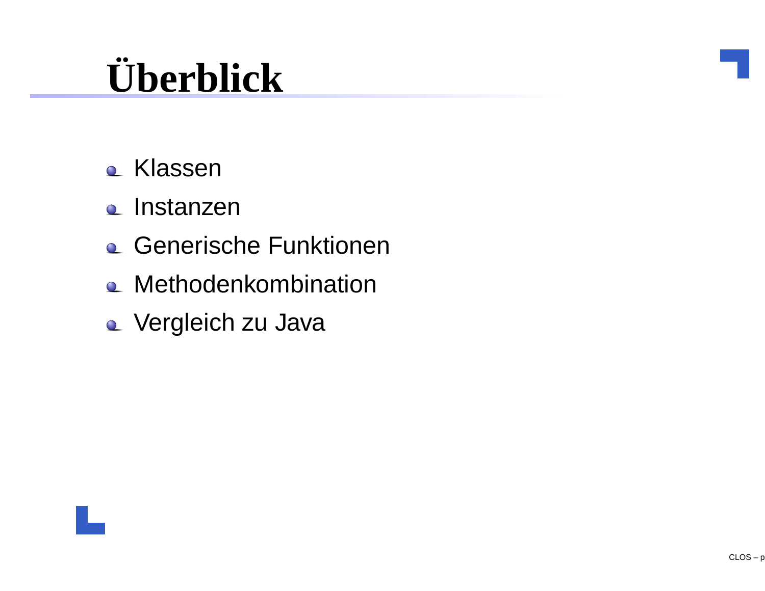# Überblick

- Klassen
- Instanzen
- Generische Funktionen
- Methodenkombination
- Vergleich zu Java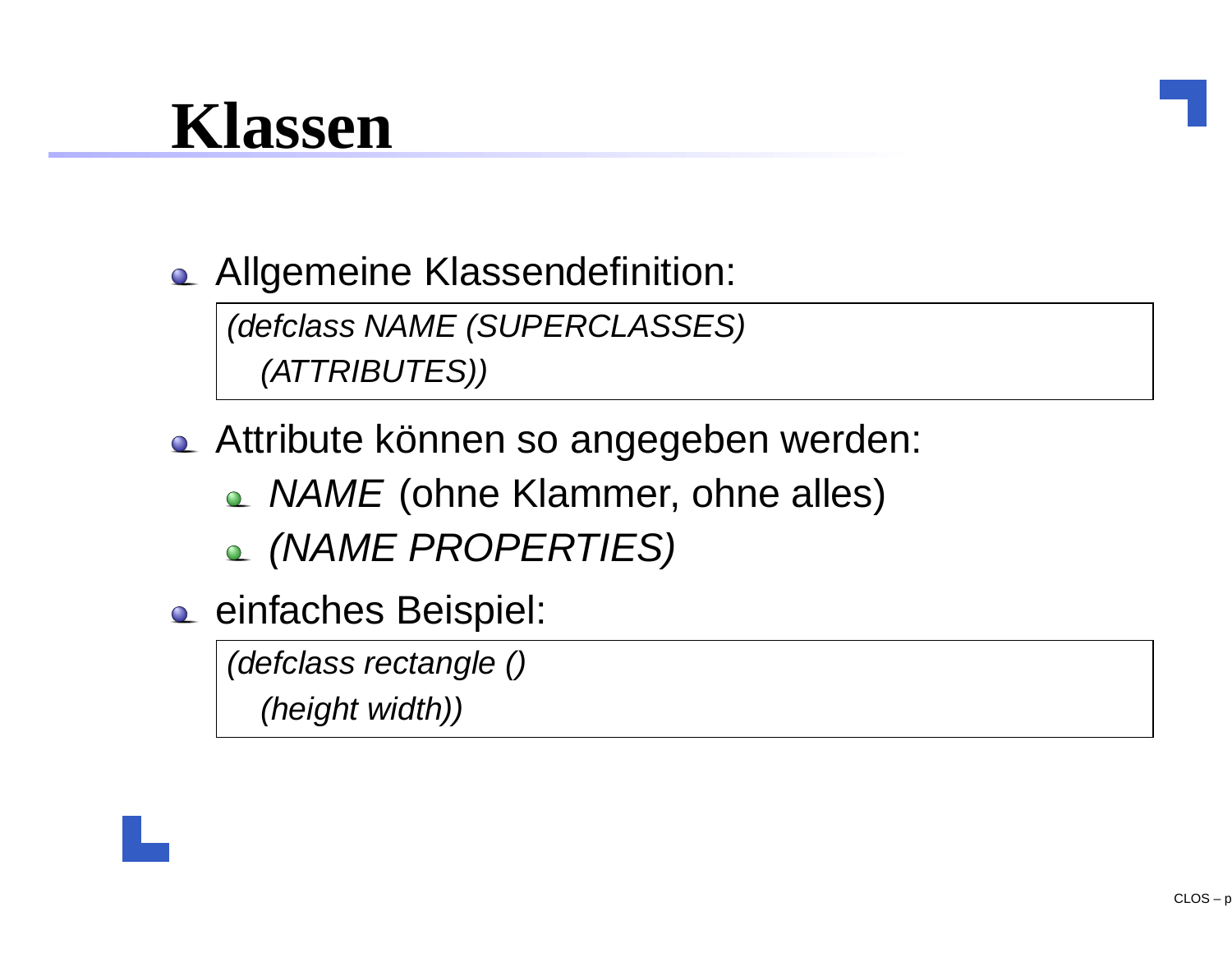# Klassen

- Allgemeine Klassendefinition:

```
(defclass NAME (SUPERCLASSES)
  (ATTRIBUTES))
```

- Attribute können so angegeben werden:
  - *NAME* (ohne Klammer, ohne alles)
  - *(NAME PROPERTIES)*
- einfaches Beispiel:

```
(defclass rectangle ()
  (height width))
```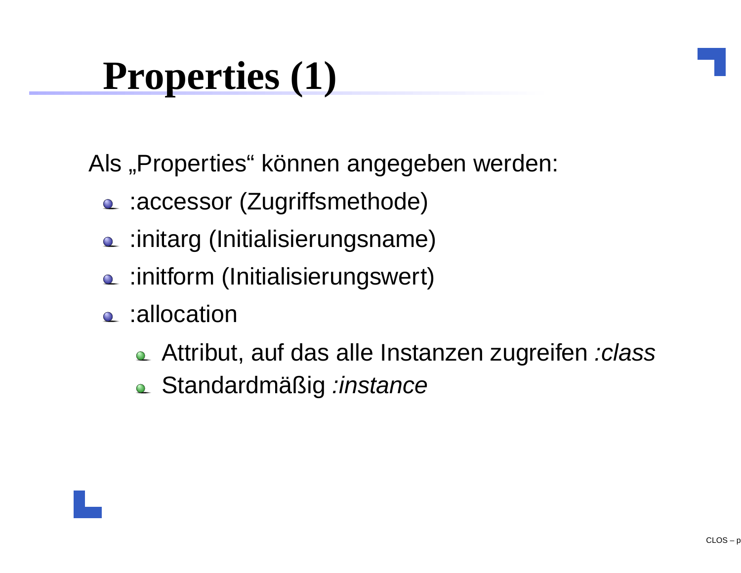# Properties (1)

Als „Properties“ können angegeben werden:

- :accessor (Zugriffsmethode)
- :initarg (Initialisierungsname)
- :initform (Initialisierungswert)
- :allocation
  - Attribut, auf das alle Instanzen zugreifen *:class*
  - Standardmäßig *:instance*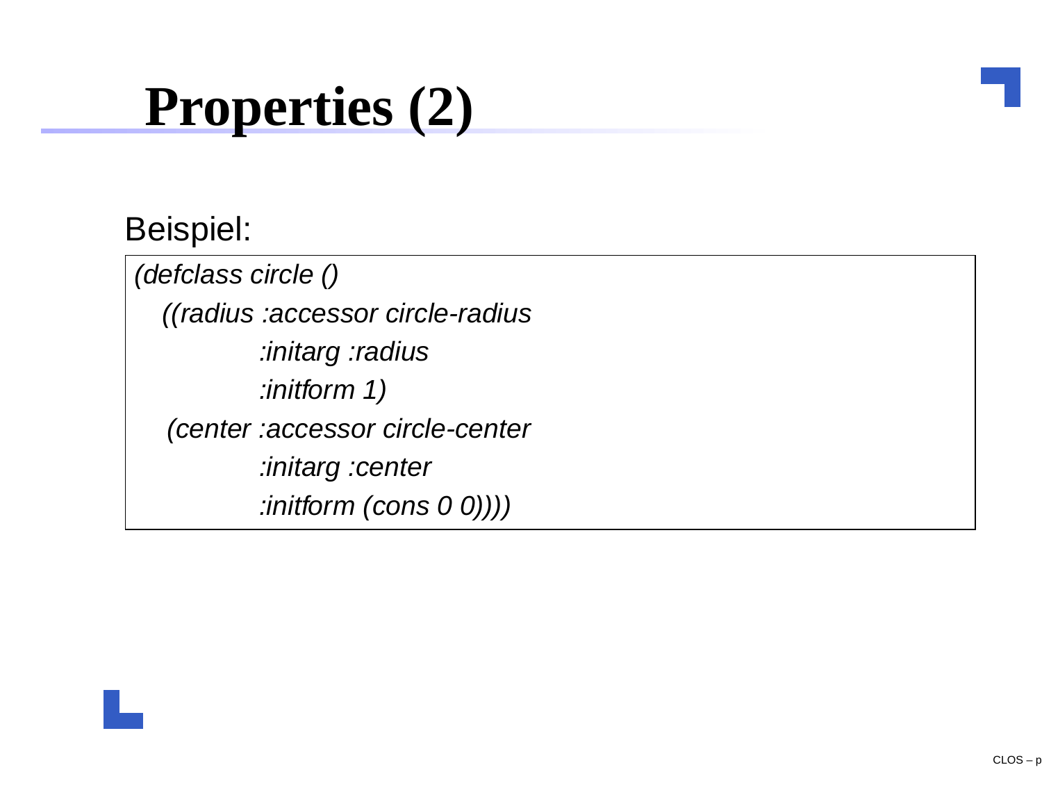# Properties (2)

Beispiel:

```
(defclass circle ()
  ((radius :accessor circle-radius
           :initarg :radius
           :initform 1)
   (center :accessor circle-center
           :initarg :center
           :initform (cons 0 0))))
```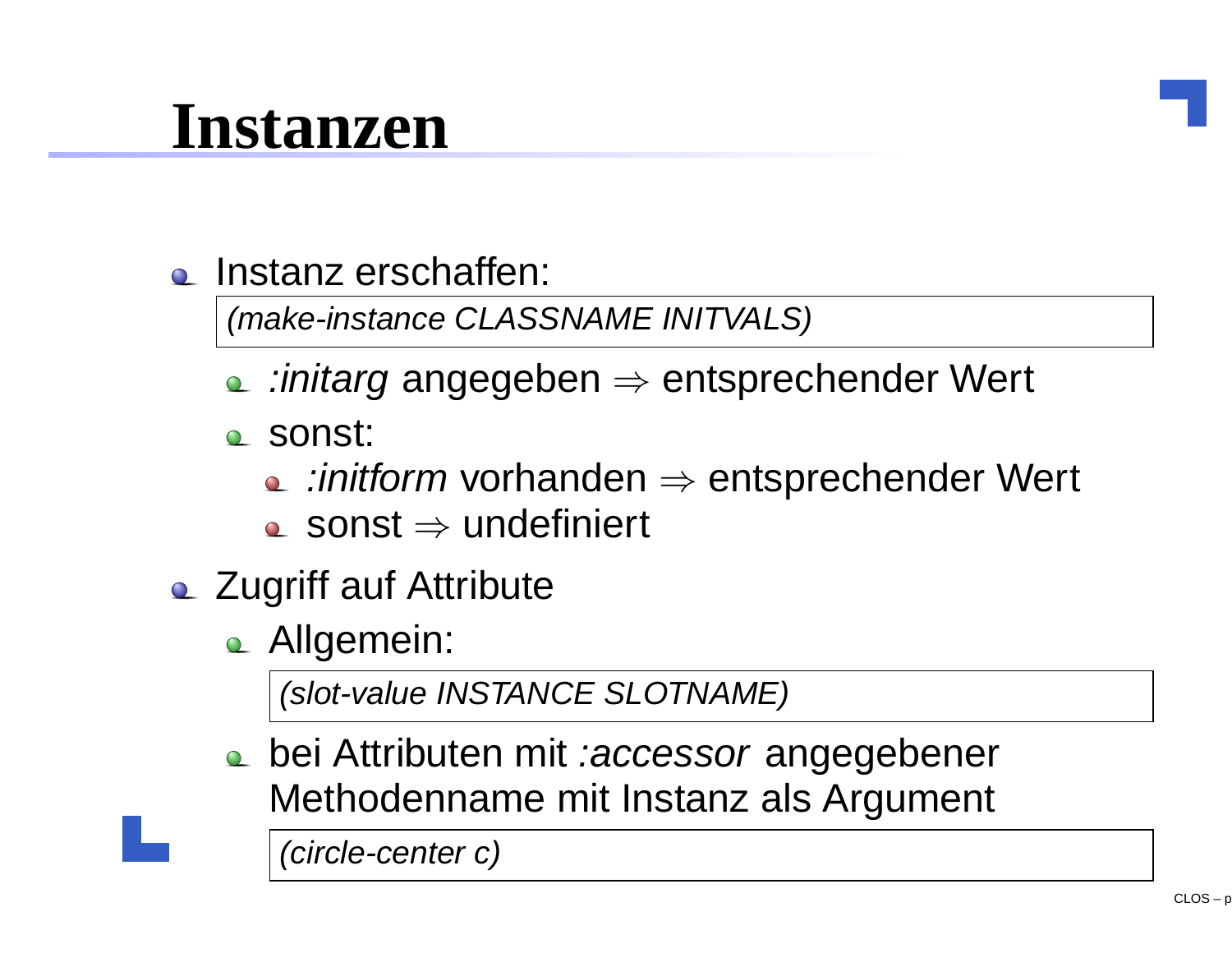# Instanzen

- Instanz erschaffen:

  ```
  (make-instance CLASSNAME INITVALS)
  ```

  - *:initarg* angegeben $\Rightarrow$ entsprechender Wert
  - sonst:
    - *:initform* vorhanden $\Rightarrow$ entsprechender Wert
    - sonst $\Rightarrow$ undefiniert
- Zugriff auf Attribute
  - Allgemein:

    ```
    (slot-value INSTANCE SLOTNAME)
    ```

  - bei Attributen mit *:accessor* angegebener Methodenname mit Instanz als Argument

    ```
    (circle-center c)
    ```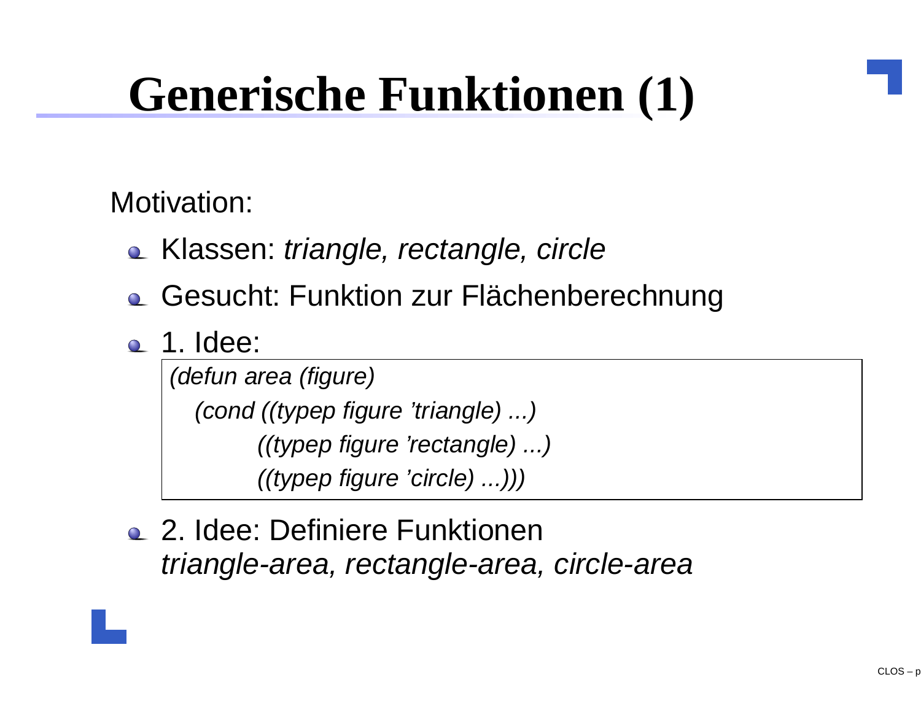# Generische Funktionen (1)

Motivation:

- Klassen: *triangle, rectangle, circle*
- Gesucht: Funktion zur Flächenberechnung
- 1. Idee:

```
(defun area (figure)
   (cond ((typep figure 'triangle) ...)
         ((typep figure 'rectangle) ...)
         ((typep figure 'circle) ...)))
```

- 2. Idee: Definiere Funktionen *triangle-area, rectangle-area, circle-area*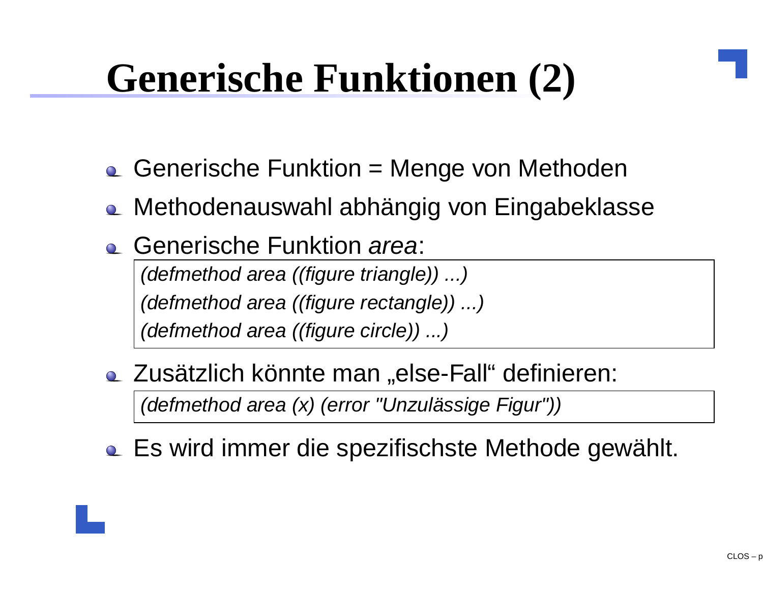# Genererische Funktionen (2)

- Generische Funktion = Menge von Methoden
- Methodenauswahl abhängig von Eingabeklasse
- Generische Funktion *area*:

```
(defmethod area ((figure triangle)) ...)
(defmethod area ((figure rectangle)) ...)
(defmethod area ((figure circle)) ...)
```

- Zusätzlich könnte man „else-Fall“ definieren:

```
(defmethod area (x) (error "Unzulässige Figur"))
```

- Es wird immer die spezifischste Methode gewählt.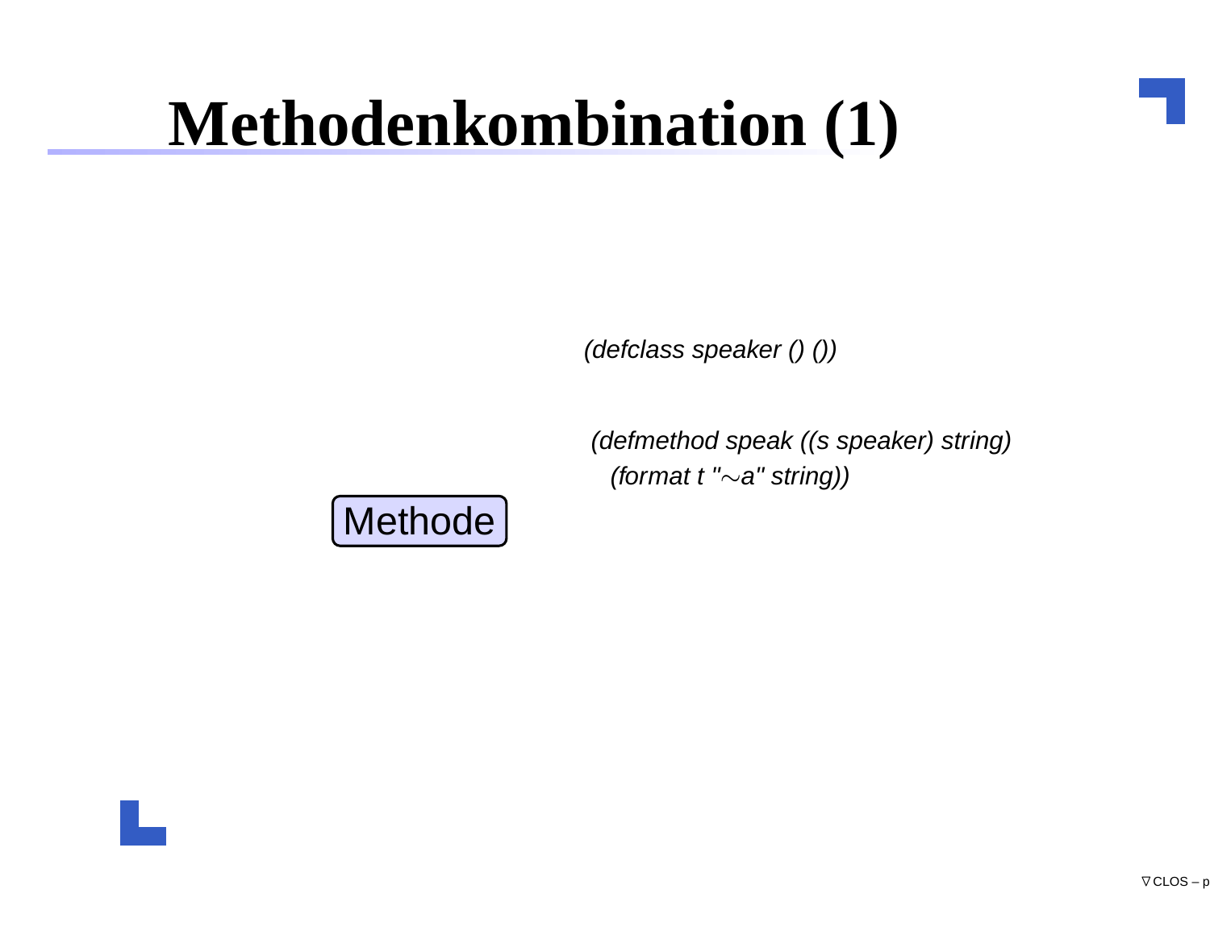# Methodenkombination (1)

```
(defclass speaker () ())
```

```
(defmethod speak ((s speaker) string)
  (format t "~a" string))
```

Methode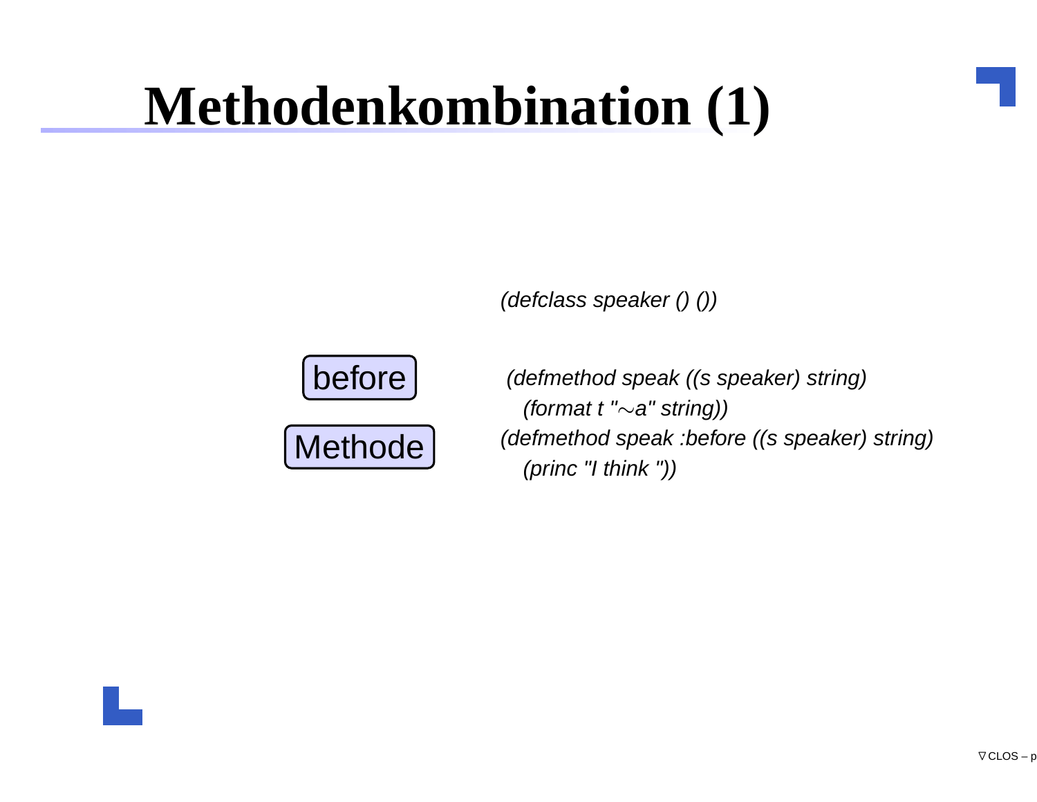# Methodenkombination (1)

```
(defclass speaker () ())

(defmethod speak ((s speaker) string)
  (format t "~a" string))
(defmethod speak :before ((s speaker) string)
  (princ "I think "))
```

before

Methode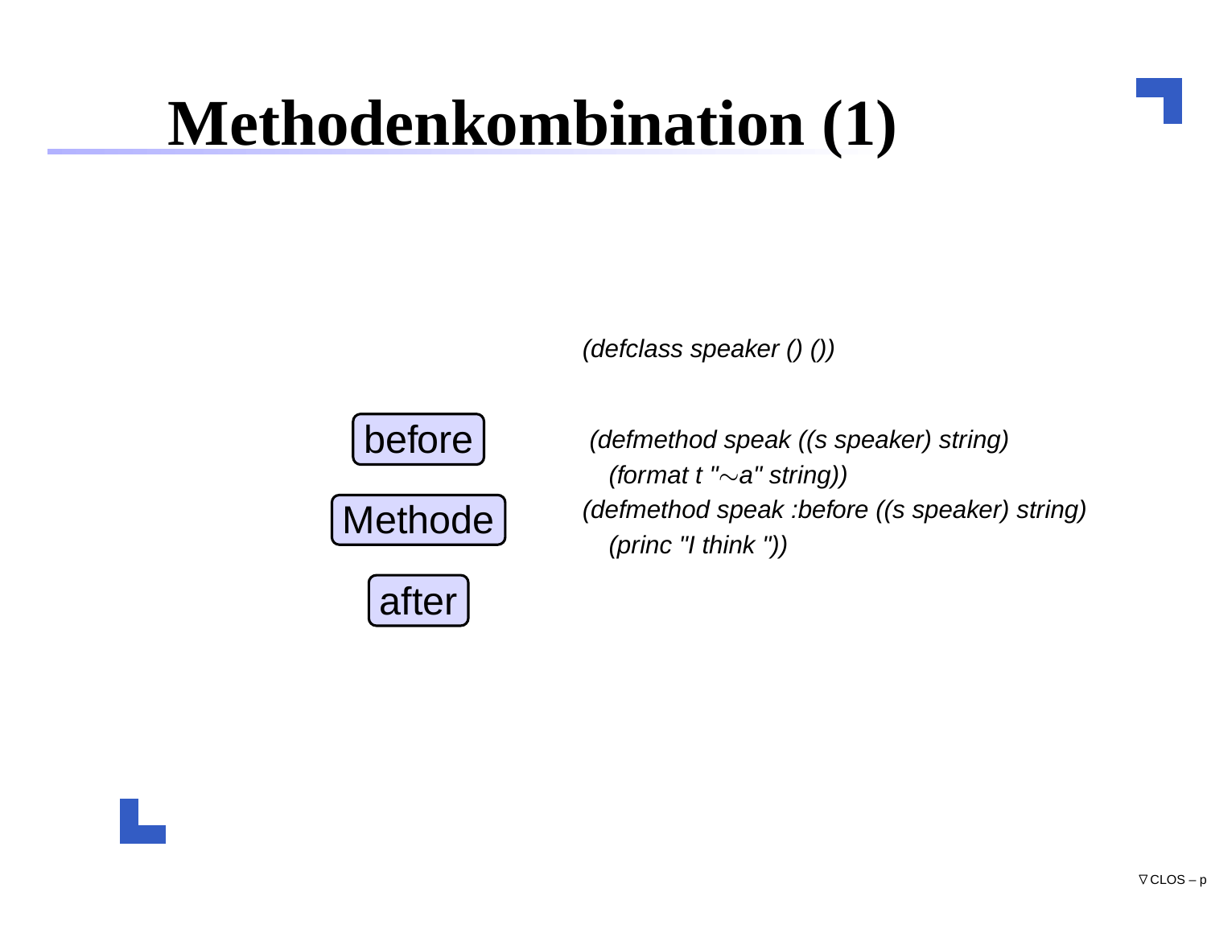# Methodenkombination (1)

before

Methode

after

```
(defclass speaker () ())

(defmethod speak ((s speaker) string)
  (format t "~a" string))
(defmethod speak :before ((s speaker) string)
  (princ "I think "))
```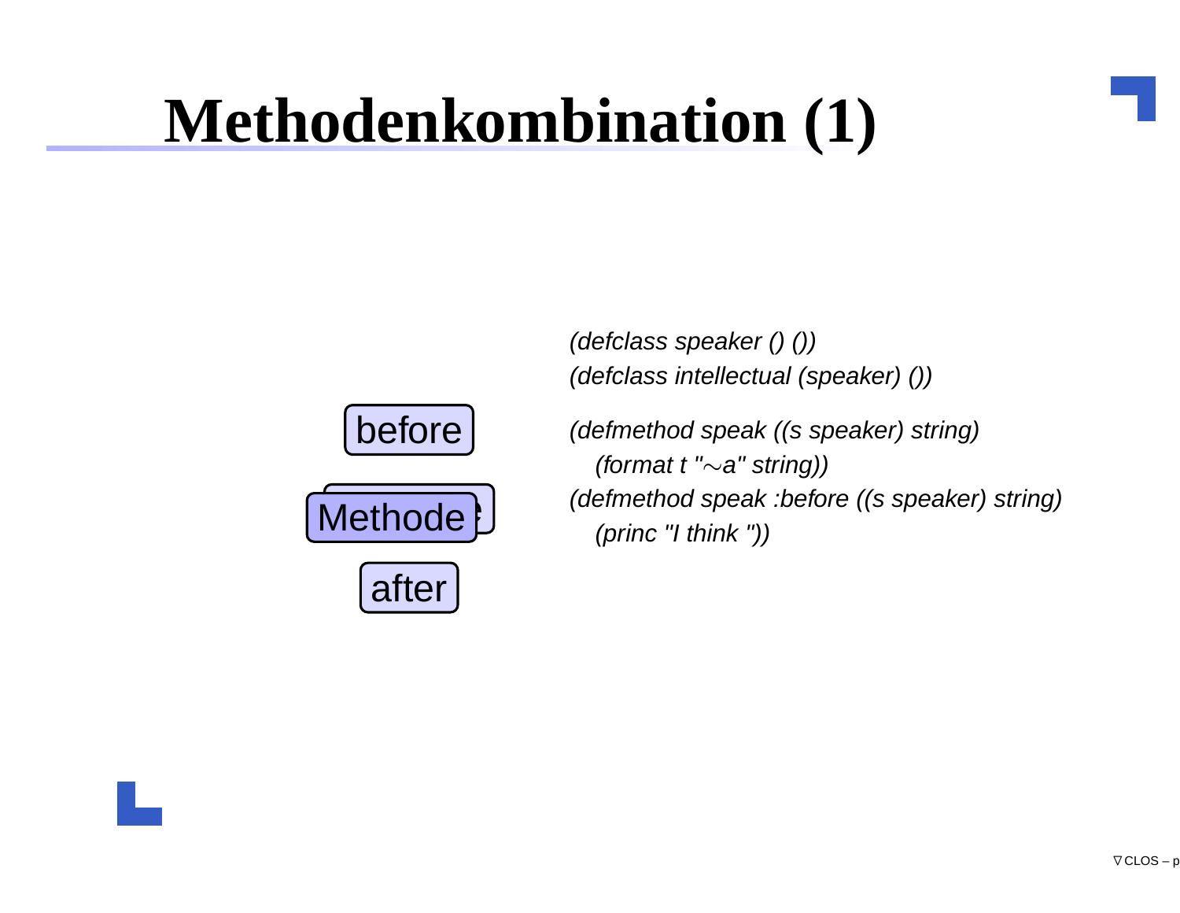# Methodenkombination (1)

before

Methode

after

```
(defclass speaker () ())
(defclass intellectual (speaker) ())

(defmethod speak ((s speaker) string)
  (format t "~a" string))
(defmethod speak :before ((s speaker) string)
  (princ "I think "))
```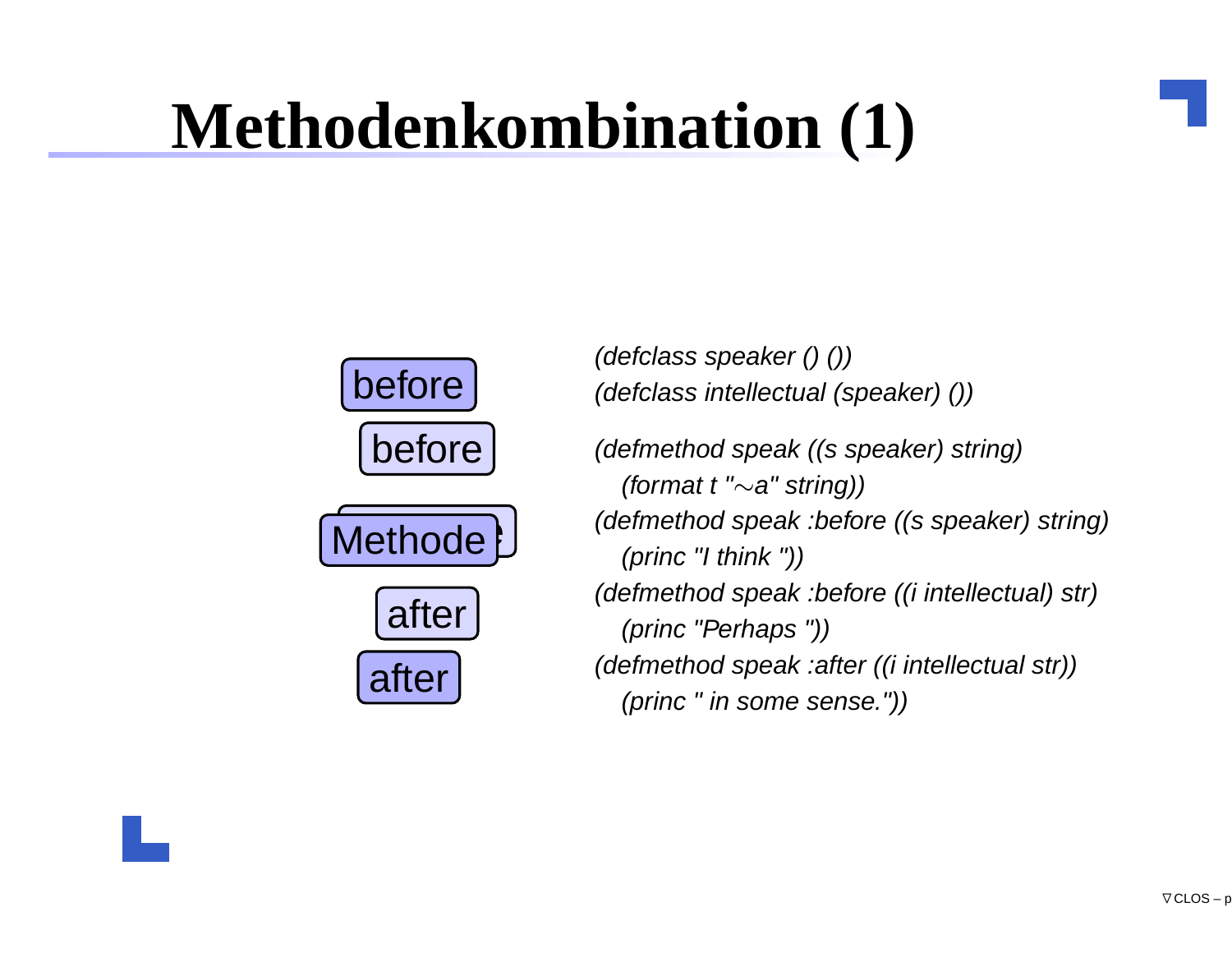# Methodenkombination (1)

before

before

Methode

after

after

```
(defclass speaker () ())
(defclass intellectual (speaker) ())

(defmethod speak ((s speaker) string)
  (format t "~a" string))
(defmethod speak :before ((s speaker) string)
  (princ "I think "))
(defmethod speak :before ((i intellectual) str)
  (princ "Perhaps "))
(defmethod speak :after ((i intellectual str))
  (princ " in some sense."))
```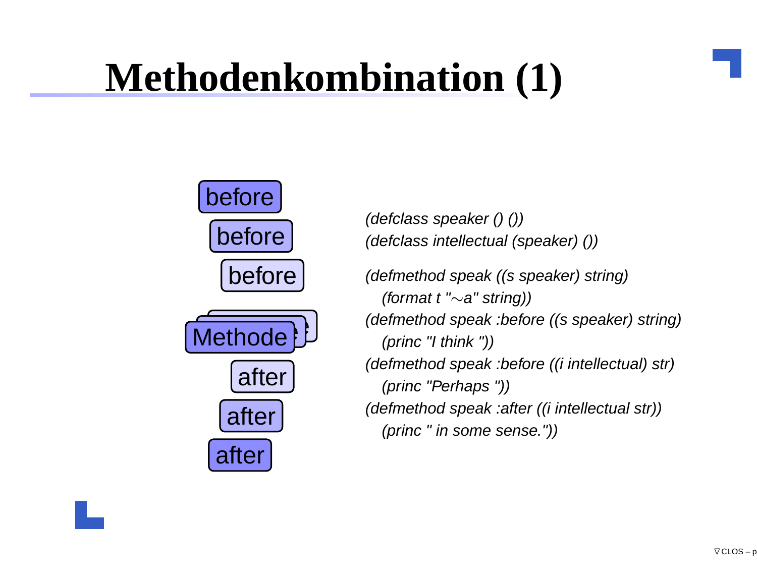# Methodenkombination (1)

before

before

before

Methode

after

after

after

```
(defclass speaker () ())
(defclass intellectual (speaker) ())

(defmethod speak ((s speaker) string)
   (format t "~a" string))
(defmethod speak :before ((s speaker) string)
   (princ "I think "))
(defmethod speak :before ((i intellectual) str)
   (princ "Perhaps "))
(defmethod speak :after ((i intellectual str))
   (princ " in some sense."))
```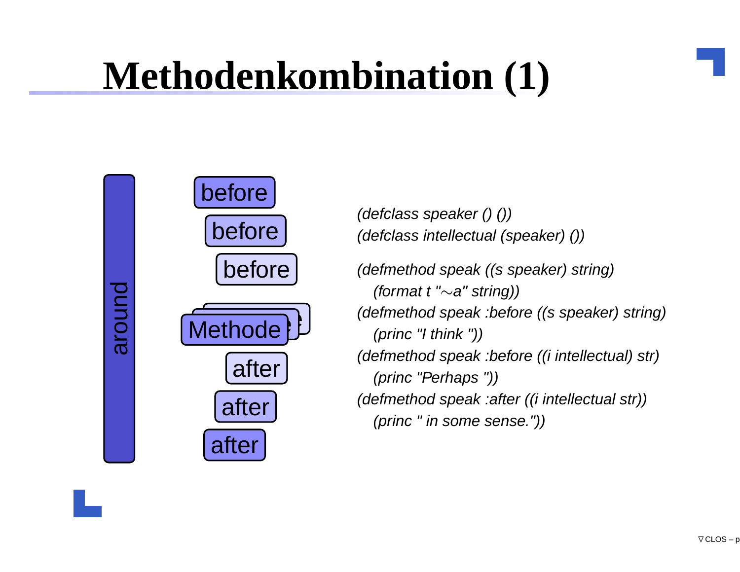# Methodenkombination (1)

around

before
before
before
Methode
after
after
after

```
(defclass speaker () ())
(defclass intellectual (speaker) ())

(defmethod speak ((s speaker) string)
   (format t "~a" string))
(defmethod speak :before ((s speaker) string)
   (princ "I think "))
(defmethod speak :before ((i intellectual) str)
   (princ "Perhaps "))
(defmethod speak :after ((i intellectual str))
   (princ " in some sense."))
```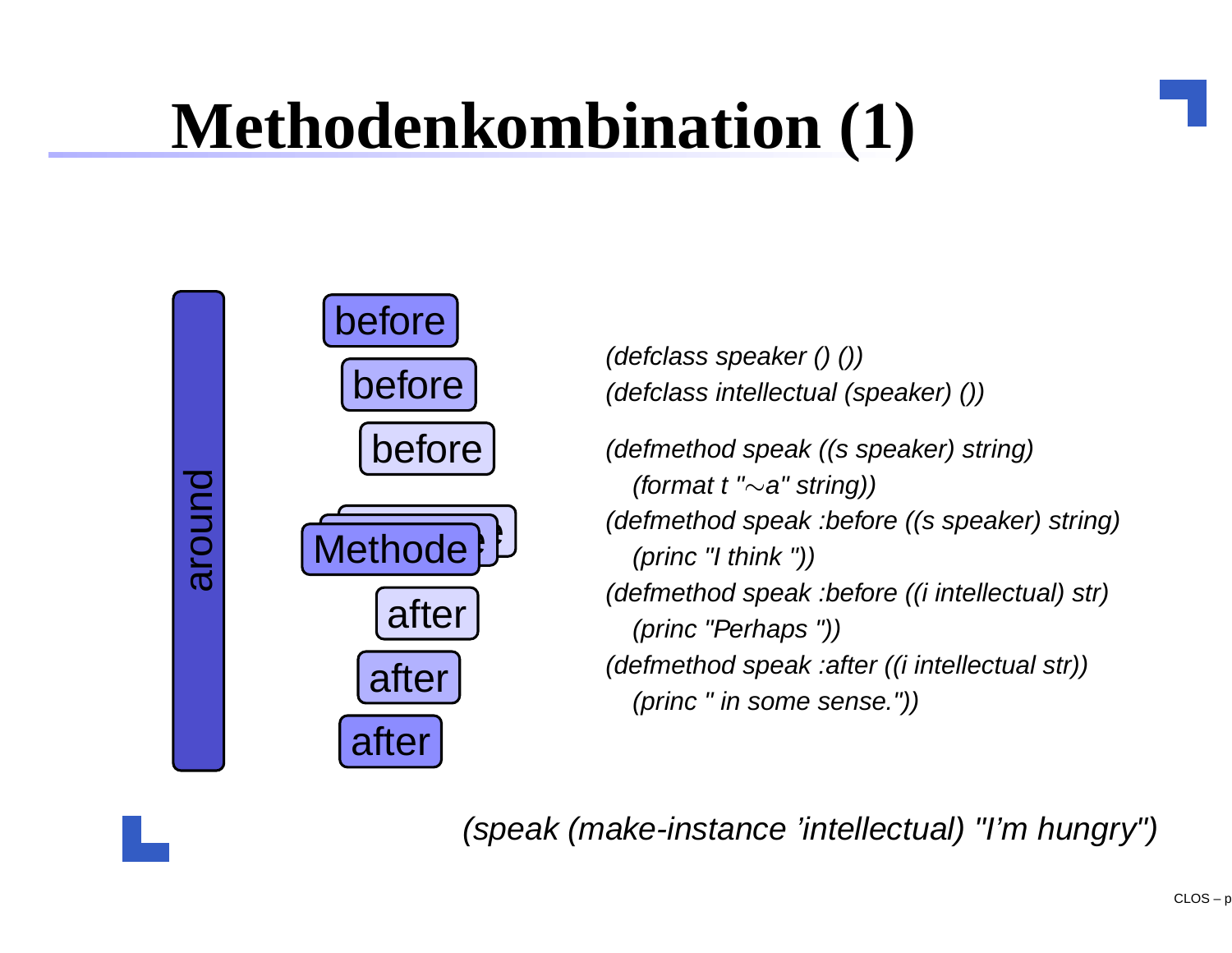# Methodenkombination (1)

around

before

before

before

Methode

after

after

after

```
(defclass speaker () ())
(defclass intellectual (speaker) ())

(defmethod speak ((s speaker) string)
  (format t "~a" string))
(defmethod speak :before ((s speaker) string)
  (princ "I think "))
(defmethod speak :before ((i intellectual) str)
  (princ "Perhaps "))
(defmethod speak :after ((i intellectual str))
  (princ " in some sense."))
```

```
(speak (make-instance 'intellectual) "I'm hungry")
```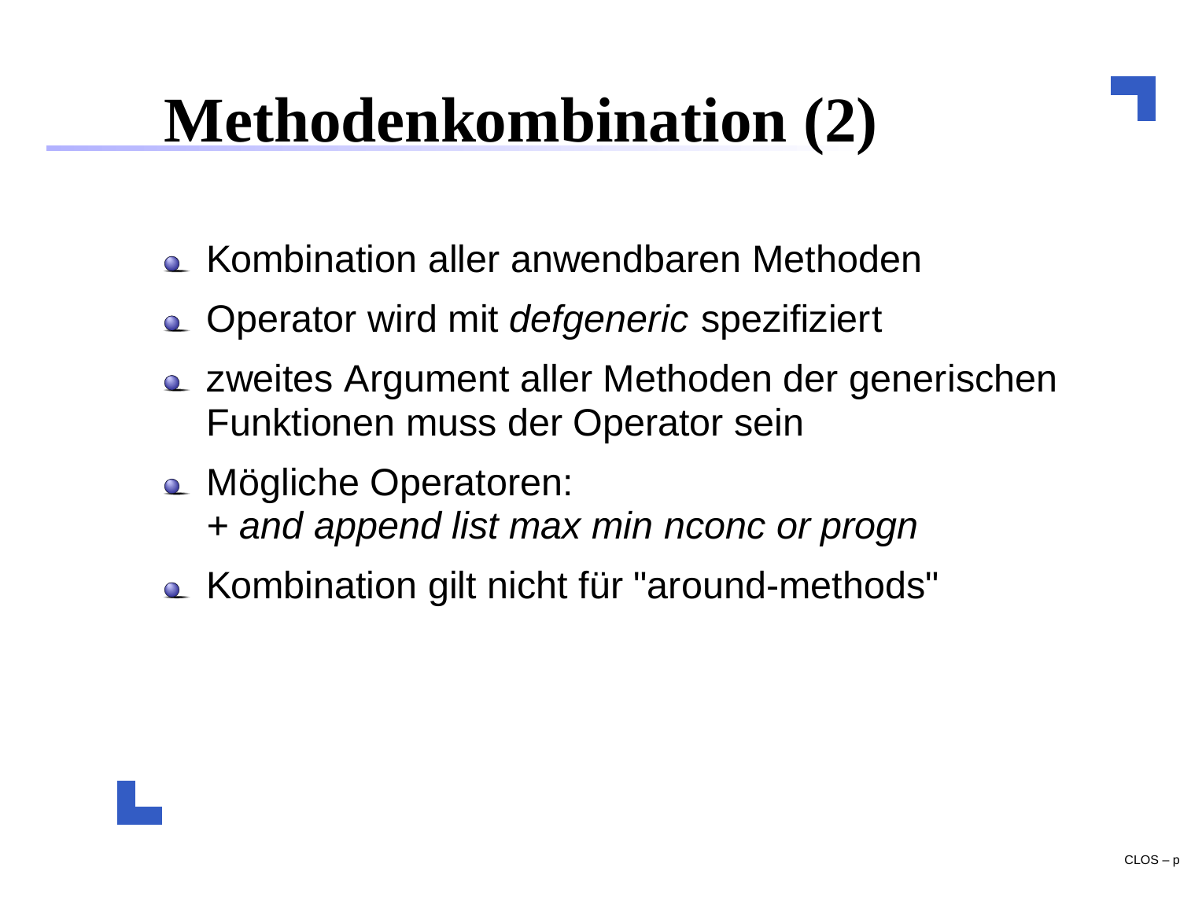# Methodenkombination (2)

- Kombination aller anwendbaren Methoden
- Operator wird mit *defgeneric* spezifiziert
- zweites Argument aller Methoden der generischen Funktionen muss der Operator sein
- Mögliche Operatoren:  
  *+ and append list max min nconc or progn*
- Kombination gilt nicht für "around-methods"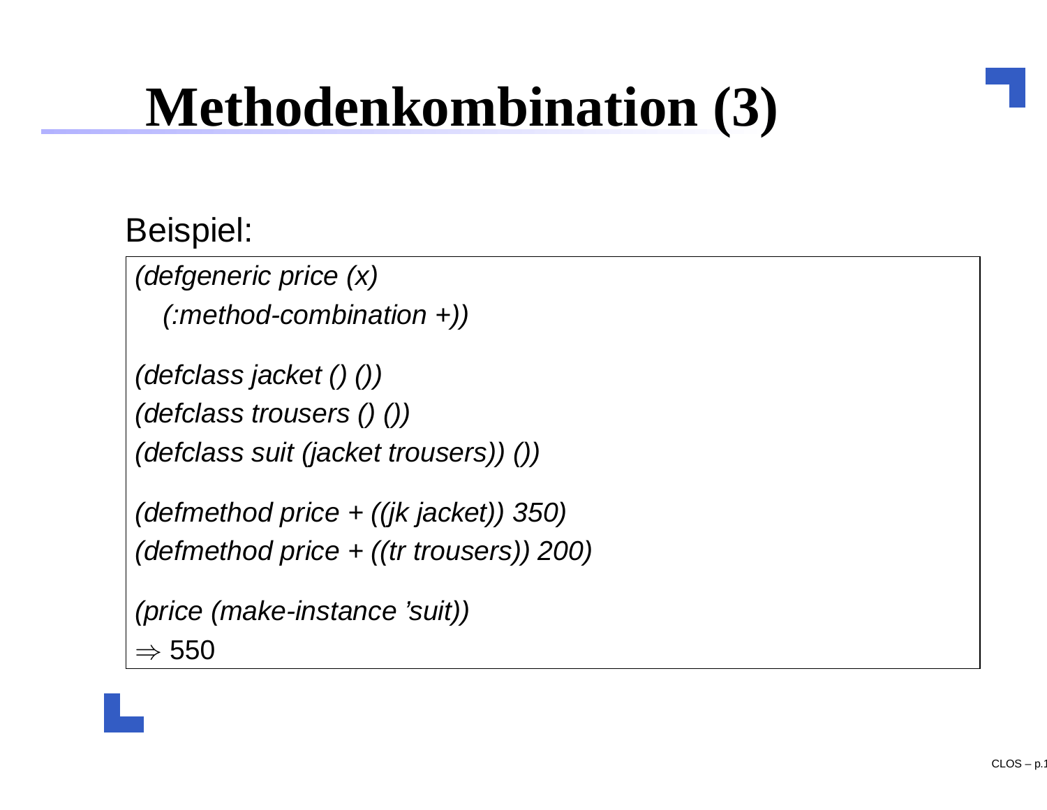# Methodenkombination (3)

Beispiel:

```
(defgeneric price (x)
  (:method-combination +))

(defclass jacket () ())
(defclass trousers () ())
(defclass suit (jacket trousers)) ())

(defmethod price + ((jk jacket)) 350)
(defmethod price + ((tr trousers)) 200)

(price (make-instance 'suit))
⇒ 550
```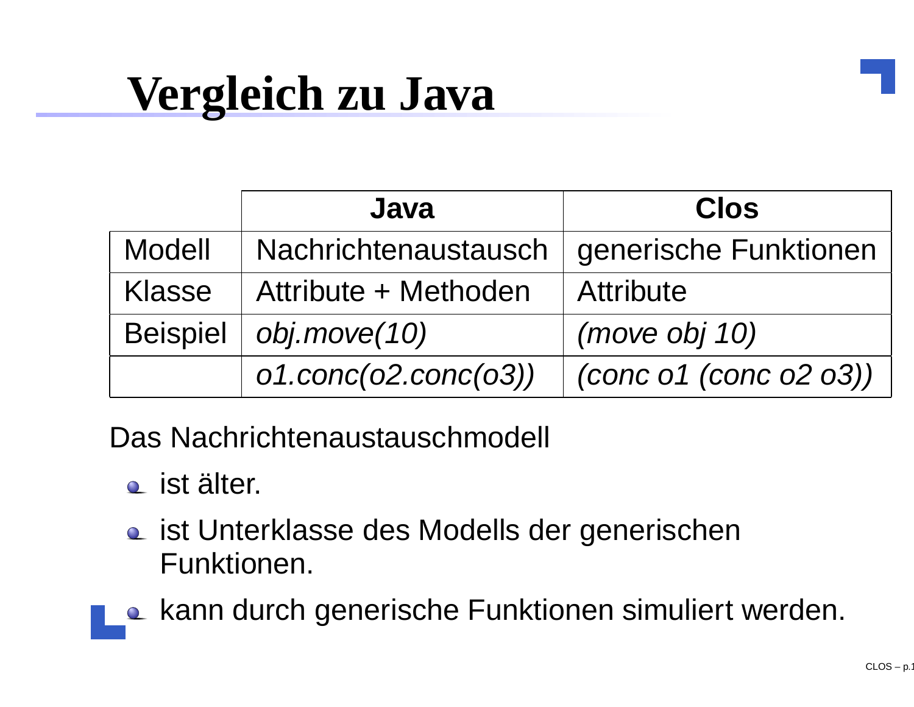# Vergleich zu Java

| | **Java** | **Clos** |
|---|---|---|
| Modell | Nachrichtenaustausch | generische Funktionen |
| Klasse | Attribute + Methoden | Attribute |
| Beispiel | *obj.move(10)* | *(move obj 10)* |
| | *o1.conc(o2.conc(o3))* | *(conc o1 (conc o2 o3))* |

Das Nachrichtenaustauschmodell

- ist älter.
- ist Unterklasse des Modells der generischen Funktionen.
- kann durch generische Funktionen simuliert werden.